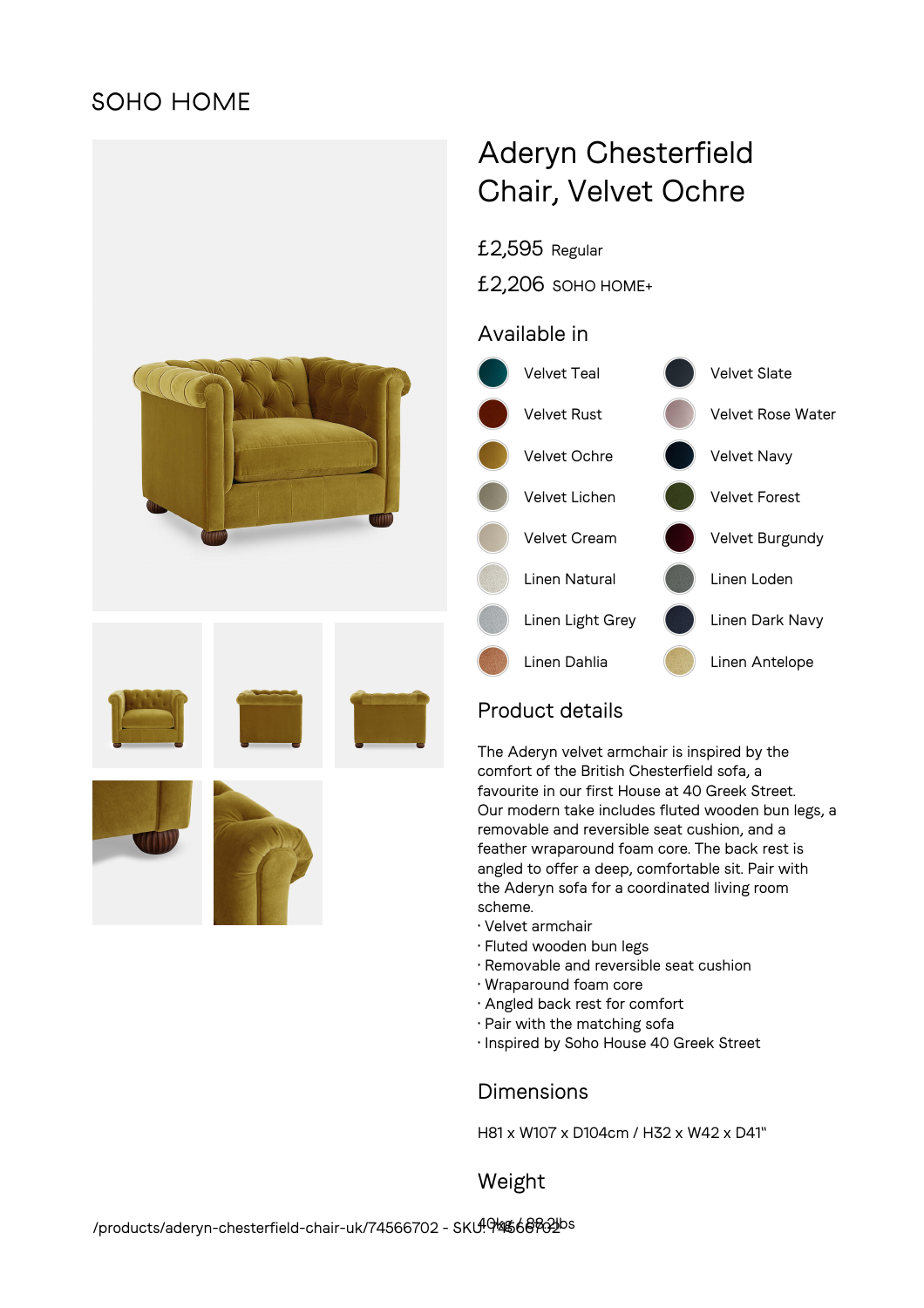SOHO HOME

# Aderyn Chesterfield Chair, Velvet Ochre

£2,595 Regular

£2,206 SOHO HOME+

## Available in

- Velvet Teal
- Velvet Slate
- Velvet Rust
- Velvet Rose Water
- Velvet Ochre
- Velvet Navy
- Velvet Lichen
- Velvet Forest
- Velvet Cream
- Velvet Burgundy
- Linen Natural
- Linen Loden
- Linen Light Grey
- Linen Dark Navy
- Linen Dahlia
- Linen Antelope

## Product details

The Aderyn velvet armchair is inspired by the comfort of the British Chesterfield sofa, a favourite in our first House at 40 Greek Street. Our modern take includes fluted wooden bun legs, a removable and reversible seat cushion, and a feather wraparound foam core. The back rest is angled to offer a deep, comfortable sit. Pair with the Aderyn sofa for a coordinated living room scheme.

- Velvet armchair
- Fluted wooden bun legs
- Removable and reversible seat cushion
- Wraparound foam core
- Angled back rest for comfort
- Pair with the matching sofa
- Inspired by Soho House 40 Greek Street

## Dimensions

H81 x W107 x D104cm / H32 x W42 x D41"

## Weight

40kg / 88.2lbs

/products/aderyn-chesterfield-chair-uk/74566702 - SKU: 74566702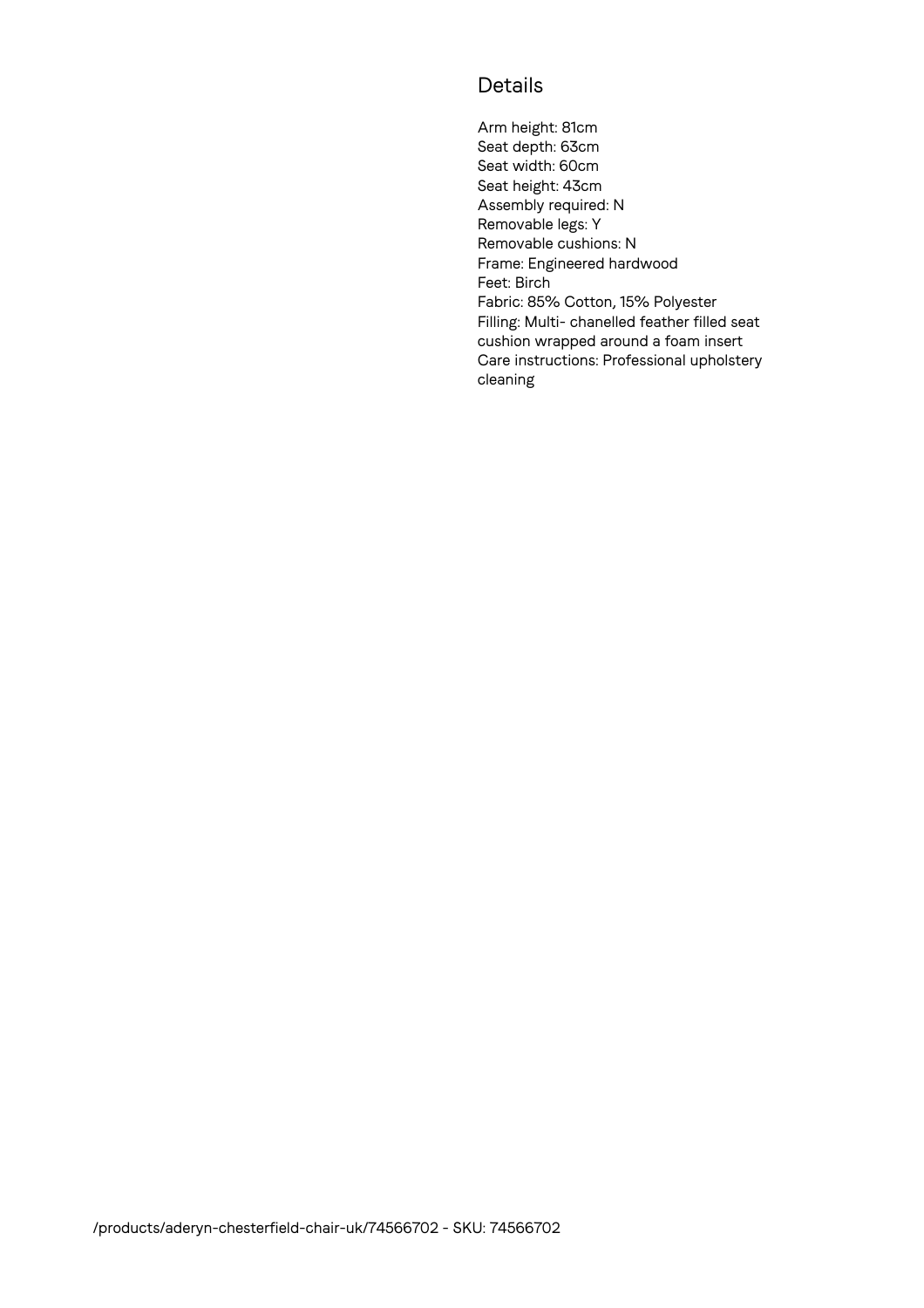## Details

Arm height: 81cm
Seat depth: 63cm
Seat width: 60cm
Seat height: 43cm
Assembly required: N
Removable legs: Y
Removable cushions: N
Frame: Engineered hardwood
Feet: Birch
Fabric: 85% Cotton, 15% Polyester
Filling: Multi- chanelled feather filled seat cushion wrapped around a foam insert
Care instructions: Professional upholstery cleaning

/products/aderyn-chesterfield-chair-uk/74566702 - SKU: 74566702